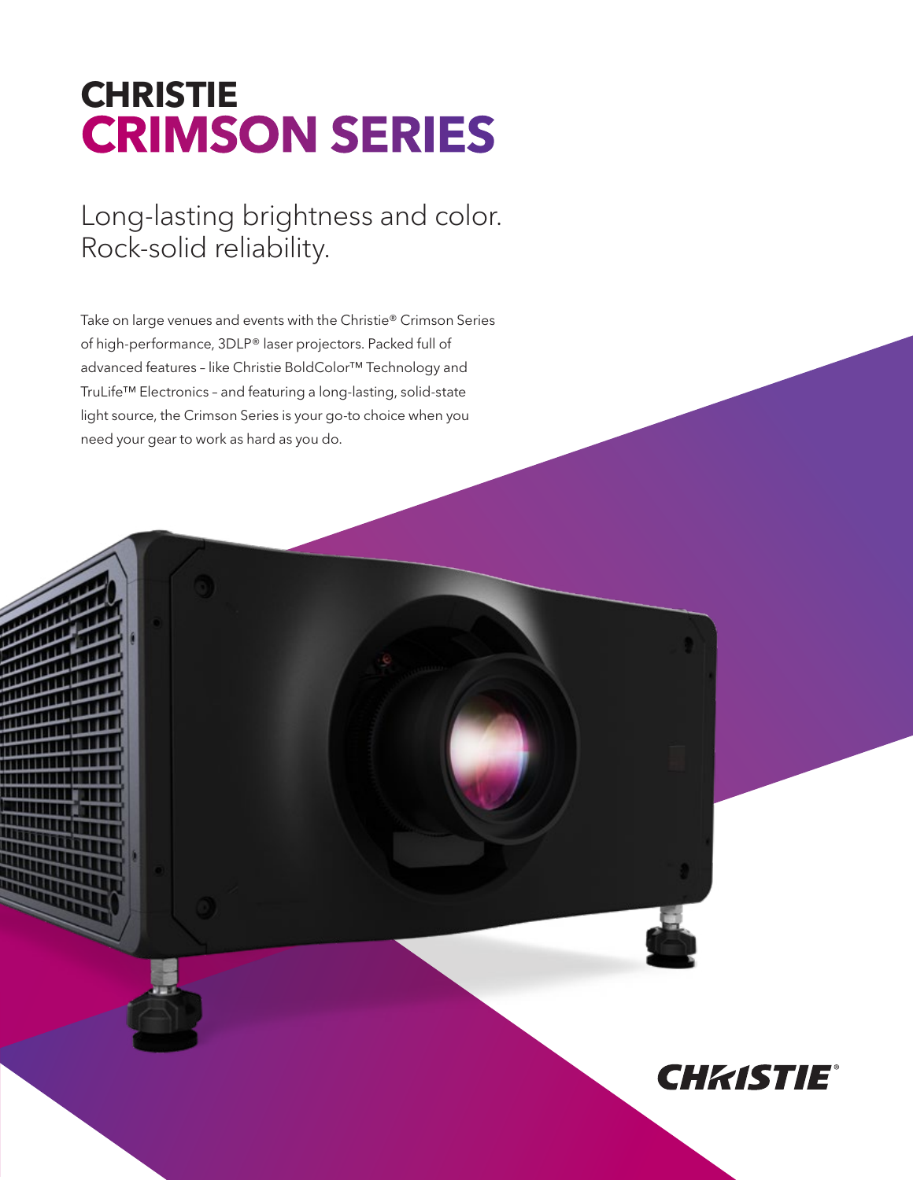# CHRISTIE
# CRIMSON SERIES

## Long-lasting brightness and color. Rock-solid reliability.

Take on large venues and events with the Christie® Crimson Series of high-performance, 3DLP® laser projectors. Packed full of advanced features – like Christie BoldColor™ Technology and TruLife™ Electronics – and featuring a long-lasting, solid-state light source, the Crimson Series is your go-to choice when you need your gear to work as hard as you do.

CHRISTIE®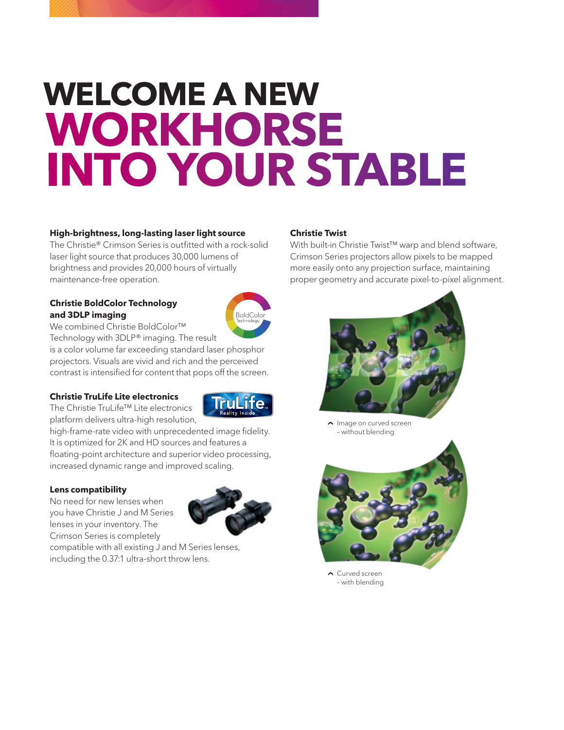# WELCOME A NEW WORKHORSE INTO YOUR STABLE

### High-brightness, long-lasting laser light source

The Christie® Crimson Series is outfitted with a rock-solid laser light source that produces 30,000 lumens of brightness and provides 20,000 hours of virtually maintenance-free operation.

### Christie BoldColor Technology and 3DLP imaging

We combined Christie BoldColor™ Technology with 3DLP® imaging. The result is a color volume far exceeding standard laser phosphor projectors. Visuals are vivid and rich and the perceived contrast is intensified for content that pops off the screen.

### Christie TruLife Lite electronics

The Christie TruLife™ Lite electronics platform delivers ultra-high resolution, high-frame-rate video with unprecedented image fidelity. It is optimized for 2K and HD sources and features a floating-point architecture and superior video processing, increased dynamic range and improved scaling.

### Lens compatibility

No need for new lenses when you have Christie J and M Series lenses in your inventory. The Crimson Series is completely compatible with all existing J and M Series lenses, including the 0.37:1 ultra-short throw lens.

### Christie Twist

With built-in Christie Twist™ warp and blend software, Crimson Series projectors allow pixels to be mapped more easily onto any projection surface, maintaining proper geometry and accurate pixel-to-pixel alignment.

Image on curved screen – without blending

Curved screen – with blending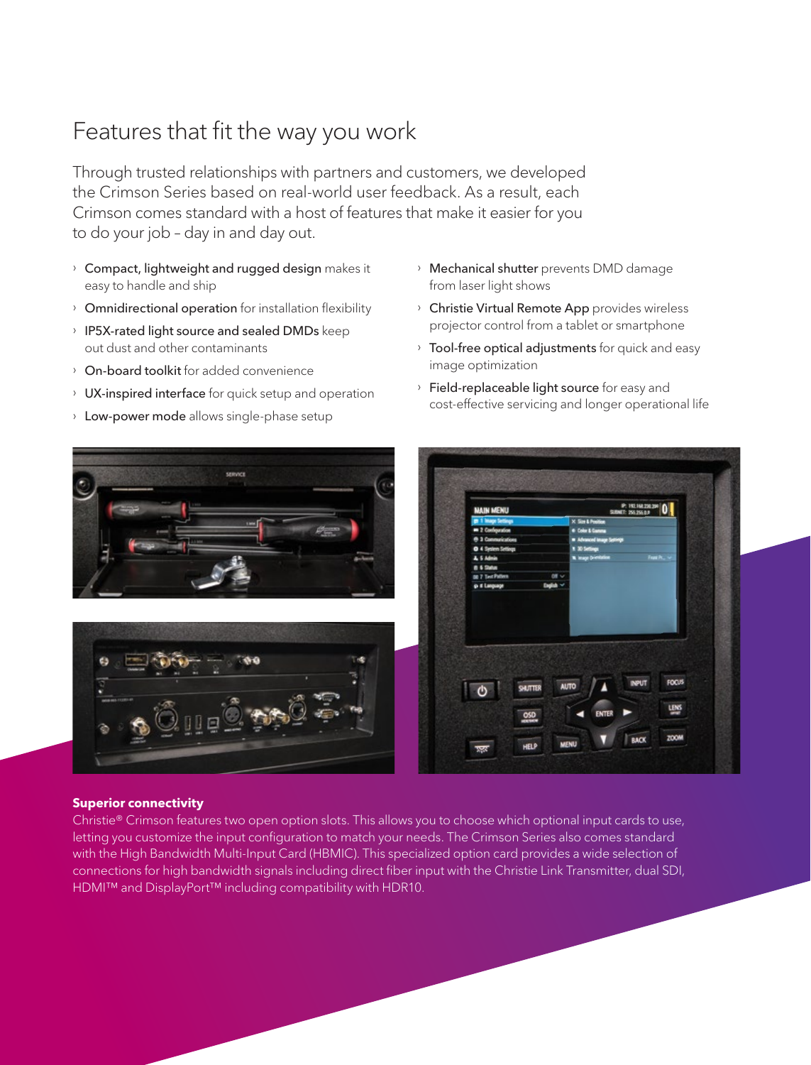# Features that fit the way you work

Through trusted relationships with partners and customers, we developed the Crimson Series based on real-world user feedback. As a result, each Crimson comes standard with a host of features that make it easier for you to do your job – day in and day out.

- Compact, lightweight and rugged design makes it easy to handle and ship
- Omnidirectional operation for installation flexibility
- IP5X-rated light source and sealed DMDs keep out dust and other contaminants
- On-board toolkit for added convenience
- UX-inspired interface for quick setup and operation
- Low-power mode allows single-phase setup
- Mechanical shutter prevents DMD damage from laser light shows
- Christie Virtual Remote App provides wireless projector control from a tablet or smartphone
- Tool-free optical adjustments for quick and easy image optimization
- Field-replaceable light source for easy and cost-effective servicing and longer operational life

**Superior connectivity**

Christie® Crimson features two open option slots. This allows you to choose which optional input cards to use, letting you customize the input configuration to match your needs. The Crimson Series also comes standard with the High Bandwidth Multi-Input Card (HBMIC). This specialized option card provides a wide selection of connections for high bandwidth signals including direct fiber input with the Christie Link Transmitter, dual SDI, HDMI™ and DisplayPort™ including compatibility with HDR10.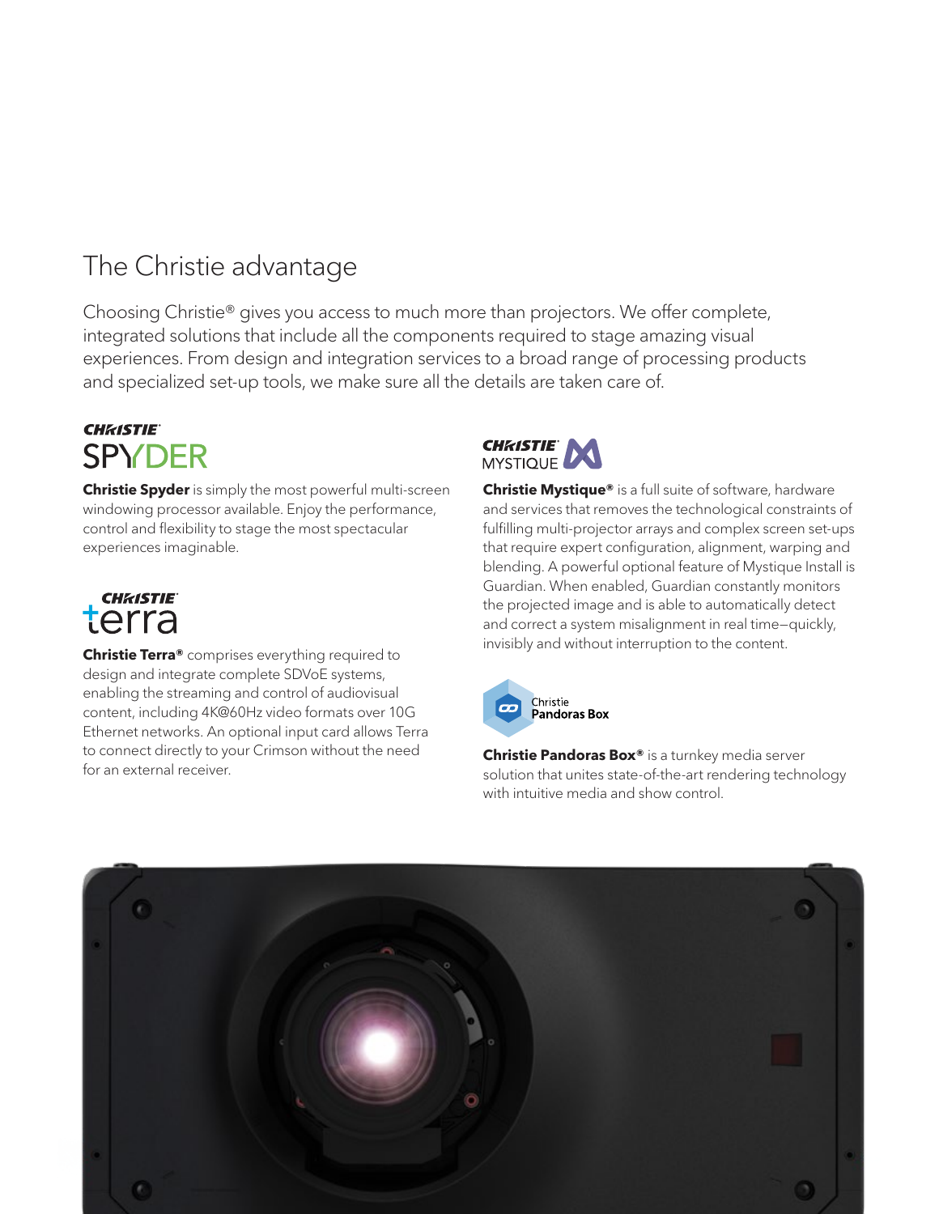# The Christie advantage

Choosing Christie® gives you access to much more than projectors. We offer complete, integrated solutions that include all the components required to stage amazing visual experiences. From design and integration services to a broad range of processing products and specialized set-up tools, we make sure all the details are taken care of.

**Christie Spyder** is simply the most powerful multi-screen windowing processor available. Enjoy the performance, control and flexibility to stage the most spectacular experiences imaginable.

**Christie Terra®** comprises everything required to design and integrate complete SDVoE systems, enabling the streaming and control of audiovisual content, including 4K@60Hz video formats over 10G Ethernet networks. An optional input card allows Terra to connect directly to your Crimson without the need for an external receiver.

**Christie Mystique®** is a full suite of software, hardware and services that removes the technological constraints of fulfilling multi-projector arrays and complex screen set-ups that require expert configuration, alignment, warping and blending. A powerful optional feature of Mystique Install is Guardian. When enabled, Guardian constantly monitors the projected image and is able to automatically detect and correct a system misalignment in real time—quickly, invisibly and without interruption to the content.

**Christie Pandoras Box®** is a turnkey media server solution that unites state-of-the-art rendering technology with intuitive media and show control.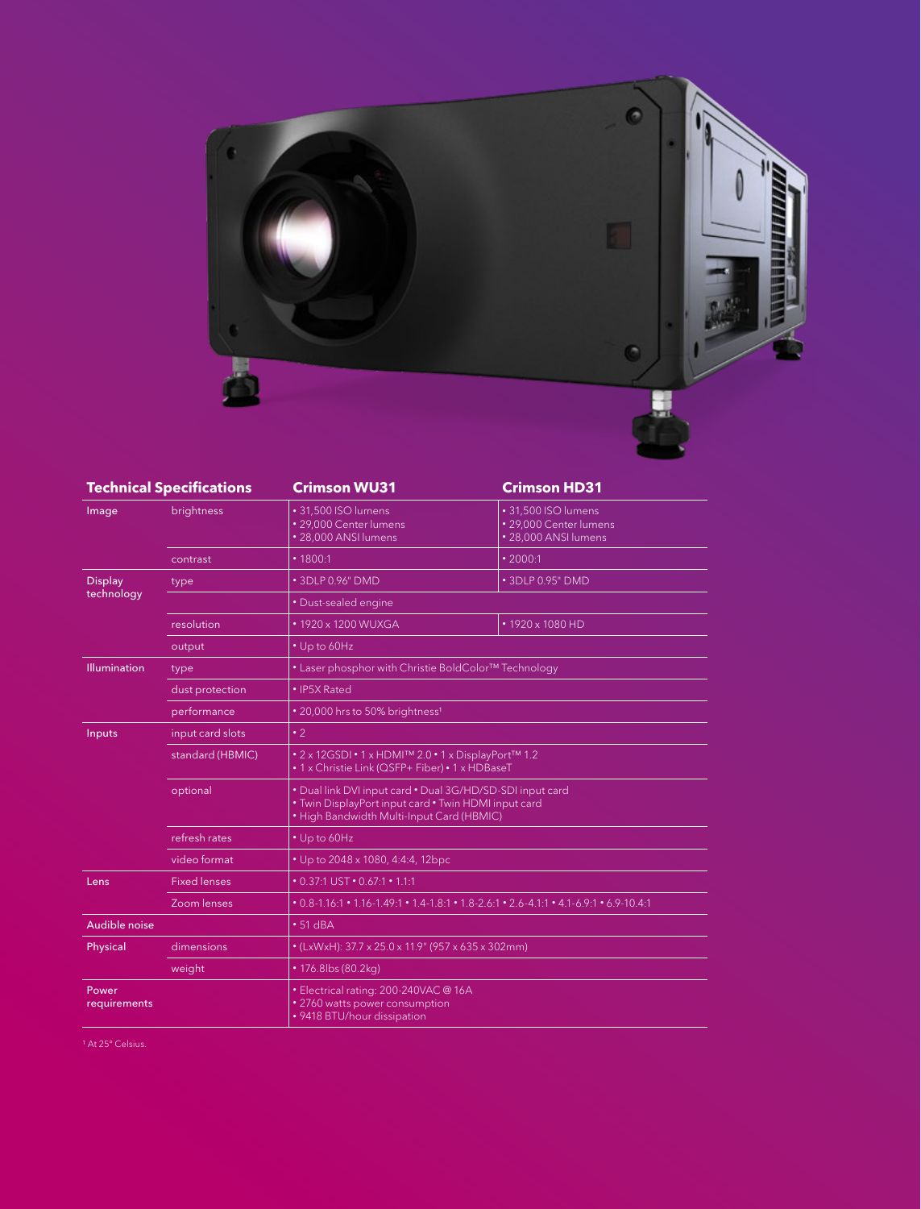| Technical Specifications | | Crimson WU31 | Crimson HD31 |
|---|---|---|---|
| Image | brightness | • 31,500 ISO lumens<br>• 29,000 Center lumens<br>• 28,000 ANSI lumens | • 31,500 ISO lumens<br>• 29,000 Center lumens<br>• 28,000 ANSI lumens |
| | contrast | • 1800:1 | • 2000:1 |
| Display technology | type | • 3DLP 0.96" DMD | • 3DLP 0.95" DMD |
| | | • Dust-sealed engine | |
| | resolution | • 1920 x 1200 WUXGA | • 1920 x 1080 HD |
| | output | • Up to 60Hz | |
| Illumination | type | • Laser phosphor with Christie BoldColor™ Technology | |
| | dust protection | • IP5X Rated | |
| | performance | • 20,000 hrs to 50% brightness[1] | |
| Inputs | input card slots | • 2 | |
| | standard (HBMIC) | • 2 x 12GSDI • 1 x HDMI™ 2.0 • 1 x DisplayPort™ 1.2<br>• 1 x Christie Link (QSFP+ Fiber) • 1 x HDBaseT | |
| | optional | • Dual link DVI input card • Dual 3G/HD/SD-SDI input card<br>• Twin DisplayPort input card • Twin HDMI input card<br>• High Bandwidth Multi-Input Card (HBMIC) | |
| | refresh rates | • Up to 60Hz | |
| | video format | • Up to 2048 x 1080, 4:4:4, 12bpc | |
| Lens | Fixed lenses | • 0.37:1 UST • 0.67:1 • 1.1:1 | |
| | Zoom lenses | • 0.8-1.16:1 • 1.16-1.49:1 • 1.4-1.8:1 • 1.8-2.6:1 • 2.6-4.1:1 • 4.1-6.9:1 • 6.9-10.4:1 | |
| Audible noise | | • 51 dBA | |
| Physical | dimensions | • (LxWxH): 37.7 x 25.0 x 11.9" (957 x 635 x 302mm) | |
| | weight | • 176.8lbs (80.2kg) | |
| Power requirements | | • Electrical rating: 200-240VAC @ 16A<br>• 2760 watts power consumption<br>• 9418 BTU/hour dissipation | |

[1] At 25° Celsius.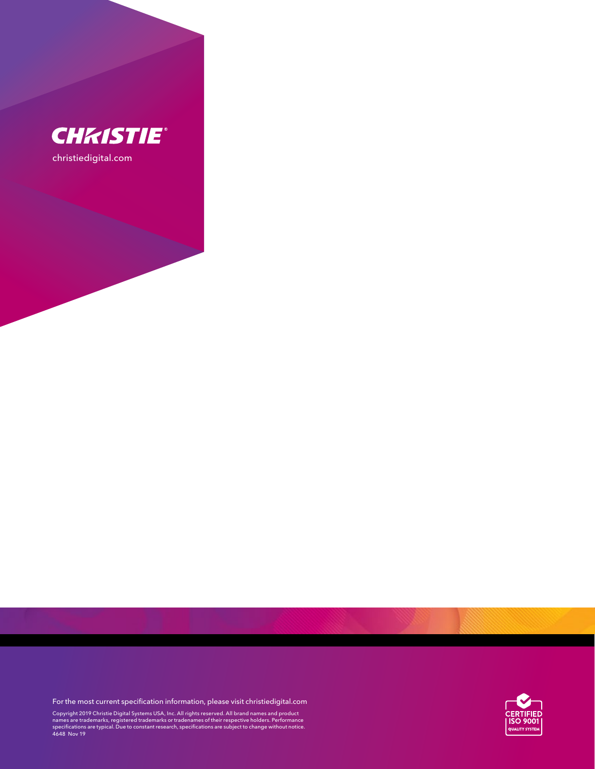CHRISTIE®

christiedigital.com

For the most current specification information, please visit christiedigital.com

Copyright 2019 Christie Digital Systems USA, Inc. All rights reserved. All brand names and product names are trademarks, registered trademarks or tradenames of their respective holders. Performance specifications are typical. Due to constant research, specifications are subject to change without notice.
4648 Nov 19

CERTIFIED ISO 9001 QUALITY SYSTEM